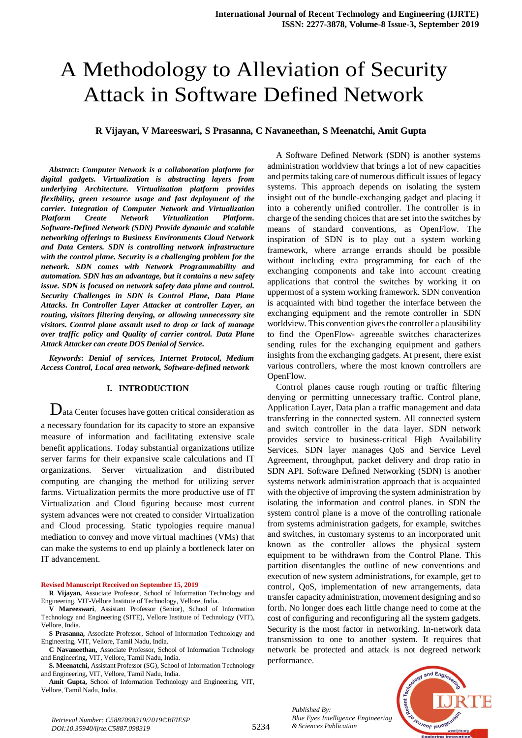# A Methodology to Alleviation of Security Attack in Software Defined Network

**R Vijayan, V Mareeswari, S Prasanna, C Navaneethan, S Meenatchi, Amit Gupta**

***Abstract*: *Computer Network is a collaboration platform for digital gadgets. Virtualization is abstracting layers from underlying Architecture. Virtualization platform provides flexibility, green resource usage and fast deployment of the carrier. Integration of Computer Network and Virtualization Platform Create Network Virtualization Platform. Software-Defined Network (SDN) Provide dynamic and scalable networking offerings to Business Environments Cloud Network and Data Centers. SDN is controlling network infrastructure with the control plane. Security is a challenging problem for the network. SDN comes with Network Programmability and automation. SDN has an advantage, but it contains a new safety issue. SDN is focused on network safety data plane and control. Security Challenges in SDN is Control Plane, Data Plane Attacks. In Controller Layer Attacker at controller Layer, an routing, visitors filtering denying, or allowing unnecessary site visitors. Control plane assault used to drop or lack of manage over traffic policy and Quality of carrier control. Data Plane Attack Attacker can create DOS Denial of Service.***

***Keywords*: *Denial of services, Internet Protocol, Medium Access Control, Local area network, Software-defined network***

## I. INTRODUCTION

Data Center focuses have gotten critical consideration as a necessary foundation for its capacity to store an expansive measure of information and facilitating extensive scale benefit applications. Today substantial organizations utilize server farms for their expansive scale calculations and IT organizations. Server virtualization and distributed computing are changing the method for utilizing server farms. Virtualization permits the more productive use of IT Virtualization and Cloud figuring because most current system advances were not created to consider Virtualization and Cloud processing. Static typologies require manual mediation to convey and move virtual machines (VMs) that can make the systems to end up plainly a bottleneck later on IT advancement.

A Software Defined Network (SDN) is another systems administration worldview that brings a lot of new capacities and permits taking care of numerous difficult issues of legacy systems. This approach depends on isolating the system insight out of the bundle-exchanging gadget and placing it into a coherently unified controller. The controller is in charge of the sending choices that are set into the switches by means of standard conventions, as OpenFlow. The inspiration of SDN is to play out a system working framework, where arrange errands should be possible without including extra programming for each of the exchanging components and take into account creating applications that control the switches by working it on uppermost of a system working framework. SDN convention is acquainted with bind together the interface between the exchanging equipment and the remote controller in SDN worldview. This convention gives the controller a plausibility to find the OpenFlow- agreeable switches characterizes sending rules for the exchanging equipment and gathers insights from the exchanging gadgets. At present, there exist various controllers, where the most known controllers are OpenFlow.

Control planes cause rough routing or traffic filtering denying or permitting unnecessary traffic. Control plane, Application Layer, Data plan a traffic management and data transferring in the connected system. All connected system and switch controller in the data layer. SDN network provides service to business-critical High Availability Services. SDN layer manages QoS and Service Level Agreement, throughput, packet delivery and drop ratio in SDN API. Software Defined Networking (SDN) is another systems network administration approach that is acquainted with the objective of improving the system administration by isolating the information and control planes. in SDN the system control plane is a move of the controlling rationale from systems administration gadgets, for example, switches and switches, in customary systems to an incorporated unit known as the controller allows the physical system equipment to be withdrawn from the Control Plane. This partition disentangles the outline of new conventions and execution of new system administrations, for example, get to control, QoS, implementation of new arrangements, data transfer capacity administration, movement designing and so forth. No longer does each little change need to come at the cost of configuring and reconfiguring all the system gadgets. Security is the most factor in networking. In-network data transmission to one to another system. It requires that network be protected and attack is not degreed network performance.

**Revised Manuscript Received on September 15, 2019**

**R Vijayan,** Associate Professor, School of Information Technology and Engineering, VIT-Vellore Institute of Technology, Vellore, India.

**V Mareeswari**, Assistant Professor (Senior), School of Information Technology and Engineering (SITE), Vellore Institute of Technology (VIT), Vellore, India.

**S Prasanna,** Associate Professor, School of Information Technology and Engineering, VIT, Vellore, Tamil Nadu, India.

**C Navaneethan,** Associate Professor, School of Information Technology and Engineering, VIT, Vellore, Tamil Nadu, India.

**S. Meenatchi,** Assistant Professor (SG), School of Information Technology and Engineering, VIT, Vellore, Tamil Nadu, India.

**Amit Gupta,** School of Information Technology and Engineering, VIT, Vellore, Tamil Nadu, India.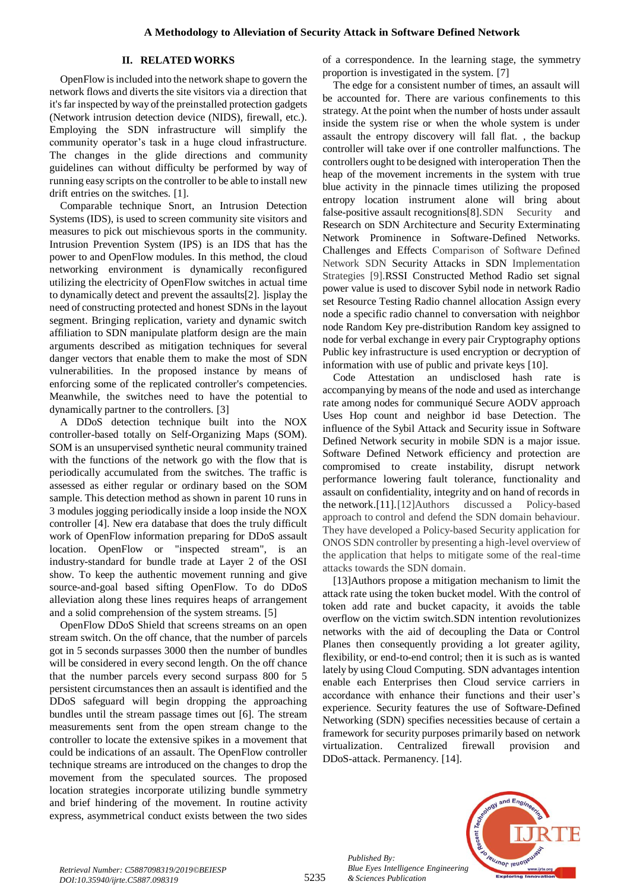## II. RELATED WORKS

OpenFlow is included into the network shape to govern the network flows and diverts the site visitors via a direction that it's far inspected by way of the preinstalled protection gadgets (Network intrusion detection device (NIDS), firewall, etc.). Employing the SDN infrastructure will simplify the community operator's task in a huge cloud infrastructure. The changes in the glide directions and community guidelines can without difficulty be performed by way of running easy scripts on the controller to be able to install new drift entries on the switches. [1].

Comparable technique Snort, an Intrusion Detection Systems (IDS), is used to screen community site visitors and measures to pick out mischievous sports in the community. Intrusion Prevention System (IPS) is an IDS that has the power to and OpenFlow modules. In this method, the cloud networking environment is dynamically reconfigured utilizing the electricity of OpenFlow switches in actual time to dynamically detect and prevent the assaults[2]. ]isplay the need of constructing protected and honest SDNs in the layout segment. Bringing replication, variety and dynamic switch affiliation to SDN manipulate platform design are the main arguments described as mitigation techniques for several danger vectors that enable them to make the most of SDN vulnerabilities. In the proposed instance by means of enforcing some of the replicated controller's competencies. Meanwhile, the switches need to have the potential to dynamically partner to the controllers. [3]

A DDoS detection technique built into the NOX controller-based totally on Self-Organizing Maps (SOM). SOM is an unsupervised synthetic neural community trained with the functions of the network go with the flow that is periodically accumulated from the switches. The traffic is assessed as either regular or ordinary based on the SOM sample. This detection method as shown in parent 10 runs in 3 modules jogging periodically inside a loop inside the NOX controller [4]. New era database that does the truly difficult work of OpenFlow information preparing for DDoS assault location. OpenFlow or "inspected stream", is an industry-standard for bundle trade at Layer 2 of the OSI show. To keep the authentic movement running and give source-and-goal based sifting OpenFlow. To do DDoS alleviation along these lines requires heaps of arrangement and a solid comprehension of the system streams. [5]

OpenFlow DDoS Shield that screens streams on an open stream switch. On the off chance, that the number of parcels got in 5 seconds surpasses 3000 then the number of bundles will be considered in every second length. On the off chance that the number parcels every second surpass 800 for 5 persistent circumstances then an assault is identified and the DDoS safeguard will begin dropping the approaching bundles until the stream passage times out [6]. The stream measurements sent from the open stream change to the controller to locate the extensive spikes in a movement that could be indications of an assault. The OpenFlow controller technique streams are introduced on the changes to drop the movement from the speculated sources. The proposed location strategies incorporate utilizing bundle symmetry and brief hindering of the movement. In routine activity express, asymmetrical conduct exists between the two sides of a correspondence. In the learning stage, the symmetry proportion is investigated in the system. [7]

The edge for a consistent number of times, an assault will be accounted for. There are various confinements to this strategy. At the point when the number of hosts under assault inside the system rise or when the whole system is under assault the entropy discovery will fall flat. , the backup controller will take over if one controller malfunctions. The controllers ought to be designed with interoperation Then the heap of the movement increments in the system with true blue activity in the pinnacle times utilizing the proposed entropy location instrument alone will bring about false-positive assault recognitions[8].SDN Security and Research on SDN Architecture and Security Exterminating Network Prominence in Software-Defined Networks. Challenges and Effects Comparison of Software Defined Network SDN Security Attacks in SDN Implementation Strategies [9].RSSI Constructed Method Radio set signal power value is used to discover Sybil node in network Radio set Resource Testing Radio channel allocation Assign every node a specific radio channel to conversation with neighbor node Random Key pre-distribution Random key assigned to node for verbal exchange in every pair Cryptography options Public key infrastructure is used encryption or decryption of information with use of public and private keys [10].

Code Attestation an undisclosed hash rate is accompanying by means of the node and used as interchange rate among nodes for communiqué Secure AODV approach Uses Hop count and neighbor id base Detection. The influence of the Sybil Attack and Security issue in Software Defined Network security in mobile SDN is a major issue. Software Defined Network efficiency and protection are compromised to create instability, disrupt network performance lowering fault tolerance, functionality and assault on confidentiality, integrity and on hand of records in the network.[11].[12]Authors discussed a Policy-based approach to control and defend the SDN domain behaviour. They have developed a Policy-based Security application for ONOS SDN controller by presenting a high-level overview of the application that helps to mitigate some of the real-time attacks towards the SDN domain.

[13]Authors propose a mitigation mechanism to limit the attack rate using the token bucket model. With the control of token add rate and bucket capacity, it avoids the table overflow on the victim switch.SDN intention revolutionizes networks with the aid of decoupling the Data or Control Planes then consequently providing a lot greater agility, flexibility, or end-to-end control; then it is such as is wanted lately by using Cloud Computing. SDN advantages intention enable each Enterprises then Cloud service carriers in accordance with enhance their functions and their user's experience. Security features the use of Software-Defined Networking (SDN) specifies necessities because of certain a framework for security purposes primarily based on network virtualization. Centralized firewall provision and DDoS-attack. Permanency. [14].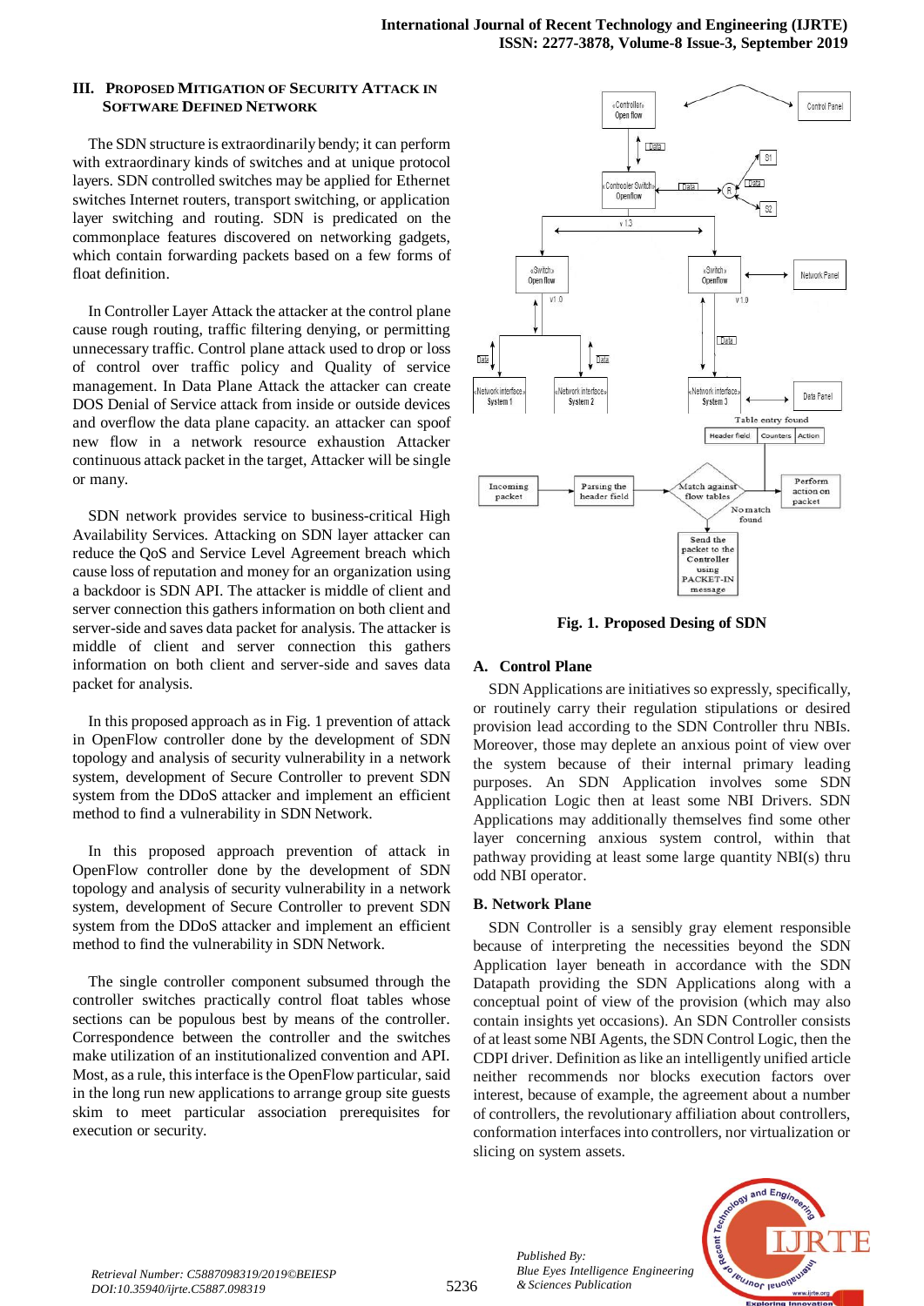## III. Proposed Mitigation of Security Attack in Software Defined Network

The SDN structure is extraordinarily bendy; it can perform with extraordinary kinds of switches and at unique protocol layers. SDN controlled switches may be applied for Ethernet switches Internet routers, transport switching, or application layer switching and routing. SDN is predicated on the commonplace features discovered on networking gadgets, which contain forwarding packets based on a few forms of float definition.

In Controller Layer Attack the attacker at the control plane cause rough routing, traffic filtering denying, or permitting unnecessary traffic. Control plane attack used to drop or loss of control over traffic policy and Quality of service management. In Data Plane Attack the attacker can create DOS Denial of Service attack from inside or outside devices and overflow the data plane capacity. an attacker can spoof new flow in a network resource exhaustion Attacker continuous attack packet in the target, Attacker will be single or many.

SDN network provides service to business-critical High Availability Services. Attacking on SDN layer attacker can reduce the QoS and Service Level Agreement breach which cause loss of reputation and money for an organization using a backdoor is SDN API. The attacker is middle of client and server connection this gathers information on both client and server-side and saves data packet for analysis. The attacker is middle of client and server connection this gathers information on both client and server-side and saves data packet for analysis.

In this proposed approach as in Fig. 1 prevention of attack in OpenFlow controller done by the development of SDN topology and analysis of security vulnerability in a network system, development of Secure Controller to prevent SDN system from the DDoS attacker and implement an efficient method to find a vulnerability in SDN Network.

In this proposed approach prevention of attack in OpenFlow controller done by the development of SDN topology and analysis of security vulnerability in a network system, development of Secure Controller to prevent SDN system from the DDoS attacker and implement an efficient method to find the vulnerability in SDN Network.

The single controller component subsumed through the controller switches practically control float tables whose sections can be populous best by means of the controller. Correspondence between the controller and the switches make utilization of an institutionalized convention and API. Most, as a rule, this interface is the OpenFlow particular, said in the long run new applications to arrange group site guests skim to meet particular association prerequisites for execution or security.

**Fig. 1. Proposed Desing of SDN**

### A. Control Plane

SDN Applications are initiatives so expressly, specifically, or routinely carry their regulation stipulations or desired provision lead according to the SDN Controller thru NBIs. Moreover, those may deplete an anxious point of view over the system because of their internal primary leading purposes. An SDN Application involves some SDN Application Logic then at least some NBI Drivers. SDN Applications may additionally themselves find some other layer concerning anxious system control, within that pathway providing at least some large quantity NBI(s) thru odd NBI operator.

### B. Network Plane

SDN Controller is a sensibly gray element responsible because of interpreting the necessities beyond the SDN Application layer beneath in accordance with the SDN Datapath providing the SDN Applications along with a conceptual point of view of the provision (which may also contain insights yet occasions). An SDN Controller consists of at least some NBI Agents, the SDN Control Logic, then the CDPI driver. Definition as like an intelligently unified article neither recommends nor blocks execution factors over interest, because of example, the agreement about a number of controllers, the revolutionary affiliation about controllers, conformation interfaces into controllers, nor virtualization or slicing on system assets.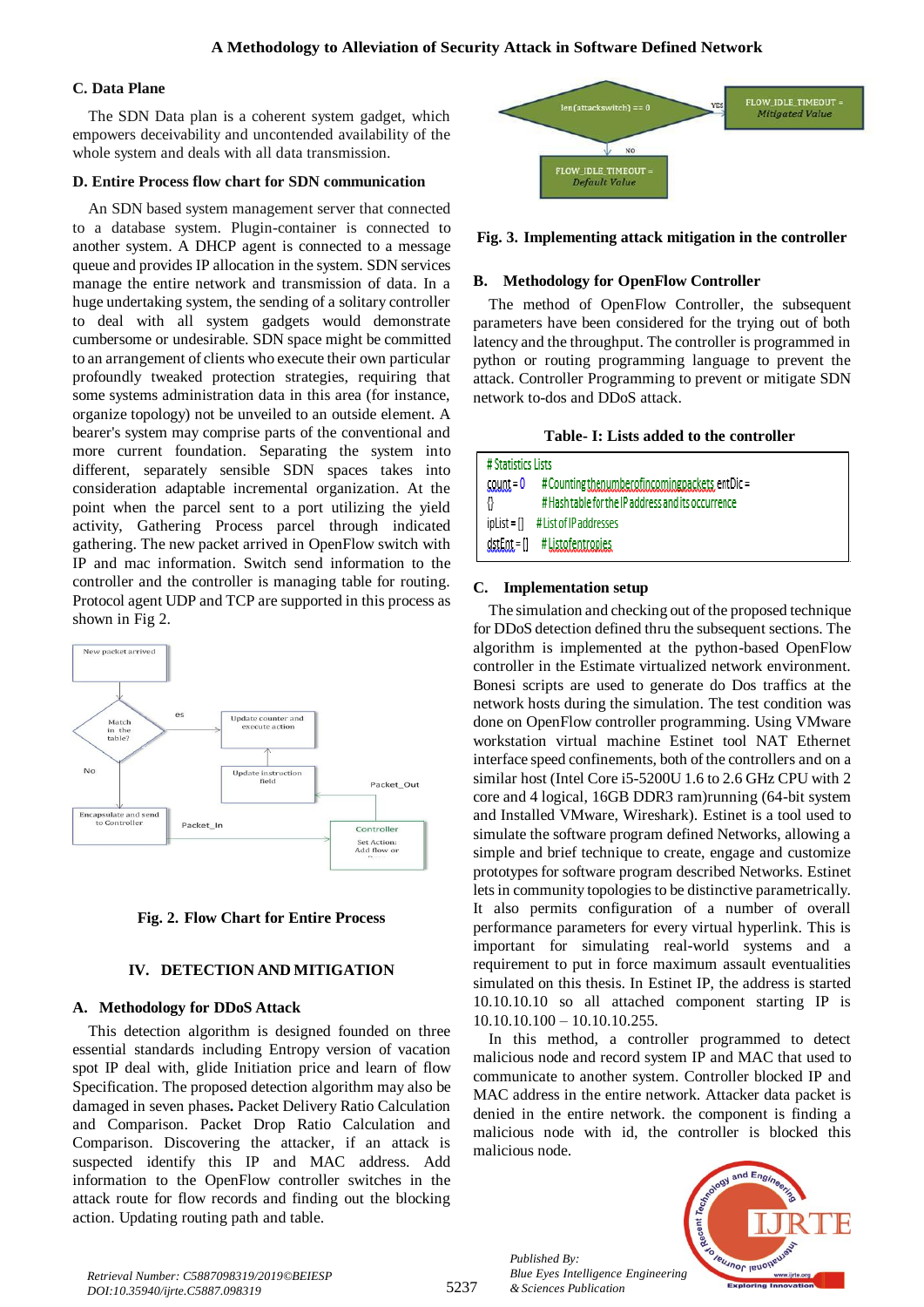### C. Data Plane

The SDN Data plan is a coherent system gadget, which empowers deceivability and uncontended availability of the whole system and deals with all data transmission.

### D. Entire Process flow chart for SDN communication

An SDN based system management server that connected to a database system. Plugin-container is connected to another system. A DHCP agent is connected to a message queue and provides IP allocation in the system. SDN services manage the entire network and transmission of data. In a huge undertaking system, the sending of a solitary controller to deal with all system gadgets would demonstrate cumbersome or undesirable. SDN space might be committed to an arrangement of clients who execute their own particular profoundly tweaked protection strategies, requiring that some systems administration data in this area (for instance, organize topology) not be unveiled to an outside element. A bearer's system may comprise parts of the conventional and more current foundation. Separating the system into different, separately sensible SDN spaces takes into consideration adaptable incremental organization. At the point when the parcel sent to a port utilizing the yield activity, Gathering Process parcel through indicated gathering. The new packet arrived in OpenFlow switch with IP and mac information. Switch send information to the controller and the controller is managing table for routing. Protocol agent UDP and TCP are supported in this process as shown in Fig 2.

**Fig. 2. Flow Chart for Entire Process**

## IV. DETECTION AND MITIGATION

### A. Methodology for DDoS Attack

This detection algorithm is designed founded on three essential standards including Entropy version of vacation spot IP deal with, glide Initiation price and learn of flow Specification. The proposed detection algorithm may also be damaged in seven phases**.** Packet Delivery Ratio Calculation and Comparison. Packet Drop Ratio Calculation and Comparison. Discovering the attacker, if an attack is suspected identify this IP and MAC address. Add information to the OpenFlow controller switches in the attack route for flow records and finding out the blocking action. Updating routing path and table.

**Fig. 3. Implementing attack mitigation in the controller**

### B. Methodology for OpenFlow Controller

The method of OpenFlow Controller, the subsequent parameters have been considered for the trying out of both latency and the throughput. The controller is programmed in python or routing programming language to prevent the attack. Controller Programming to prevent or mitigate SDN network to-dos and DDoS attack.

**Table- I: Lists added to the controller**

```
# Statistics Lists
count = 0      # Counting the number of incoming packets entDic =
{}             # Hash table for the IP address and its occurrence
ipList = []    # List of IP addresses
dstEnt = []    # List of entropies
```

### C. Implementation setup

The simulation and checking out of the proposed technique for DDoS detection defined thru the subsequent sections. The algorithm is implemented at the python-based OpenFlow controller in the Estimate virtualized network environment. Bonesi scripts are used to generate do Dos traffics at the network hosts during the simulation. The test condition was done on OpenFlow controller programming. Using VMware workstation virtual machine Estinet tool NAT Ethernet interface speed confinements, both of the controllers and on a similar host (Intel Core i5-5200U 1.6 to 2.6 GHz CPU with 2 core and 4 logical, 16GB DDR3 ram)running (64-bit system and Installed VMware, Wireshark). Estinet is a tool used to simulate the software program defined Networks, allowing a simple and brief technique to create, engage and customize prototypes for software program described Networks. Estinet lets in community topologies to be distinctive parametrically. It also permits configuration of a number of overall performance parameters for every virtual hyperlink. This is important for simulating real-world systems and a requirement to put in force maximum assault eventualities simulated on this thesis. In Estinet IP, the address is started 10.10.10.10 so all attached component starting IP is 10.10.10.100 – 10.10.10.255.

In this method, a controller programmed to detect malicious node and record system IP and MAC that used to communicate to another system. Controller blocked IP and MAC address in the entire network. Attacker data packet is denied in the entire network. the component is finding a malicious node with id, the controller is blocked this malicious node.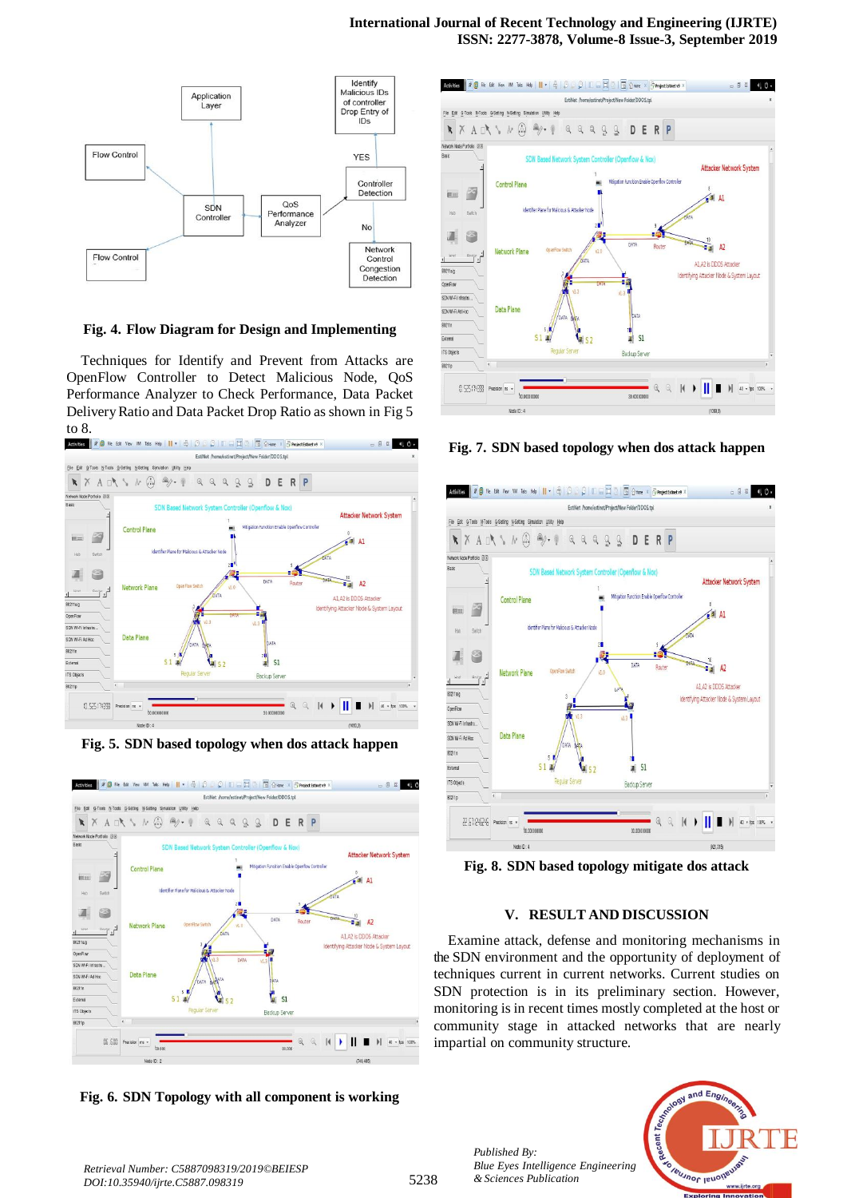Fig. 4. Flow Diagram for Design and Implementing

Techniques for Identify and Prevent from Attacks are OpenFlow Controller to Detect Malicious Node, QoS Performance Analyzer to Check Performance, Data Packet Delivery Ratio and Data Packet Drop Ratio as shown in Fig 5 to 8.

Fig. 5. SDN based topology when dos attack happen

Fig. 6. SDN Topology with all component is working

Fig. 7. SDN based topology when dos attack happen

Fig. 8. SDN based topology mitigate dos attack

## V. RESULT AND DISCUSSION

Examine attack, defense and monitoring mechanisms in the SDN environment and the opportunity of deployment of techniques current in current networks. Current studies on SDN protection is in its preliminary section. However, monitoring is in recent times mostly completed at the host or community stage in attacked networks that are nearly impartial on community structure.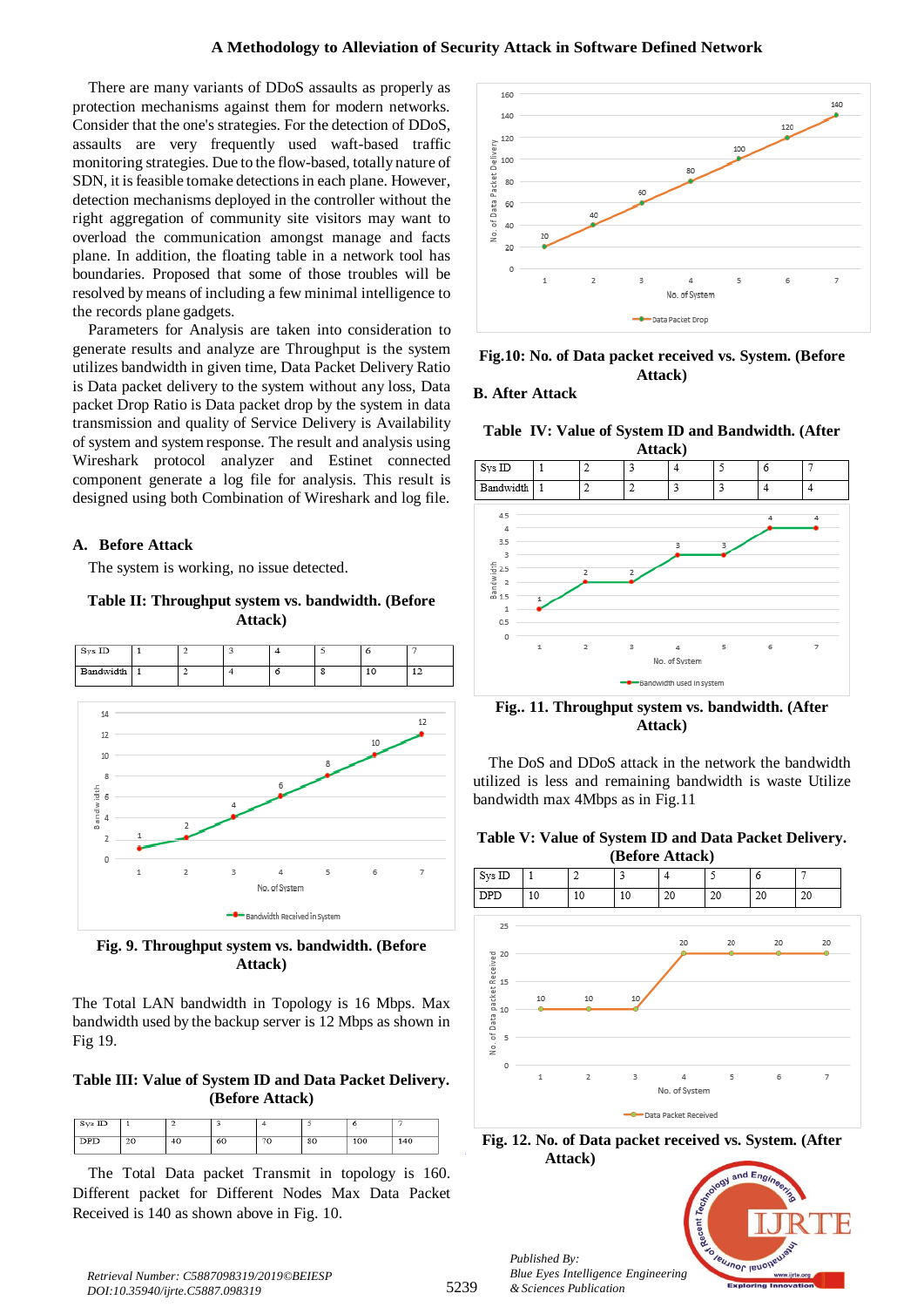There are many variants of DDoS assaults as properly as protection mechanisms against them for modern networks. Consider that the one's strategies. For the detection of DDoS, assaults are very frequently used waft-based traffic monitoring strategies. Due to the flow-based, totally nature of SDN, it is feasible tomake detections in each plane. However, detection mechanisms deployed in the controller without the right aggregation of community site visitors may want to overload the communication amongst manage and facts plane. In addition, the floating table in a network tool has boundaries. Proposed that some of those troubles will be resolved by means of including a few minimal intelligence to the records plane gadgets.

Parameters for Analysis are taken into consideration to generate results and analyze are Throughput is the system utilizes bandwidth in given time, Data Packet Delivery Ratio is Data packet delivery to the system without any loss, Data packet Drop Ratio is Data packet drop by the system in data transmission and quality of Service Delivery is Availability of system and system response. The result and analysis using Wireshark protocol analyzer and Estinet connected component generate a log file for analysis. This result is designed using both Combination of Wireshark and log file.

## A. Before Attack

The system is working, no issue detected.

**Table II: Throughput system vs. bandwidth. (Before Attack)**

| Sys ID | 1 | 2 | 3 | 4 | 5 | 6 | 7 |
|---|---|---|---|---|---|---|---|
| Bandwidth | 1 | 2 | 4 | 6 | 8 | 10 | 12 |

**Fig. 9. Throughput system vs. bandwidth. (Before Attack)**

The Total LAN bandwidth in Topology is 16 Mbps. Max bandwidth used by the backup server is 12 Mbps as shown in Fig 19.

**Table III: Value of System ID and Data Packet Delivery. (Before Attack)**

| Sys ID | 1 | 2 | 3 | 4 | 5 | 6 | 7 |
|---|---|---|---|---|---|---|---|
| DPD | 20 | 40 | 60 | 70 | 80 | 100 | 140 |

The Total Data packet Transmit in topology is 160. Different packet for Different Nodes Max Data Packet Received is 140 as shown above in Fig. 10.

**Fig.10: No. of Data packet received vs. System. (Before Attack)**

## B. After Attack

**Table IV: Value of System ID and Bandwidth. (After Attack)**

| Sys ID | 1 | 2 | 3 | 4 | 5 | 6 | 7 |
|---|---|---|---|---|---|---|---|
| Bandwidth | 1 | 2 | 2 | 3 | 3 | 4 | 4 |

**Fig.. 11. Throughput system vs. bandwidth. (After Attack)**

The DoS and DDoS attack in the network the bandwidth utilized is less and remaining bandwidth is waste Utilize bandwidth max 4Mbps as in Fig.11

**Table V: Value of System ID and Data Packet Delivery. (Before Attack)**

| Sys ID | 1 | 2 | 3 | 4 | 5 | 6 | 7 |
|---|---|---|---|---|---|---|---|
| DPD | 10 | 10 | 10 | 20 | 20 | 20 | 20 |

**Fig. 12. No. of Data packet received vs. System. (After Attack)**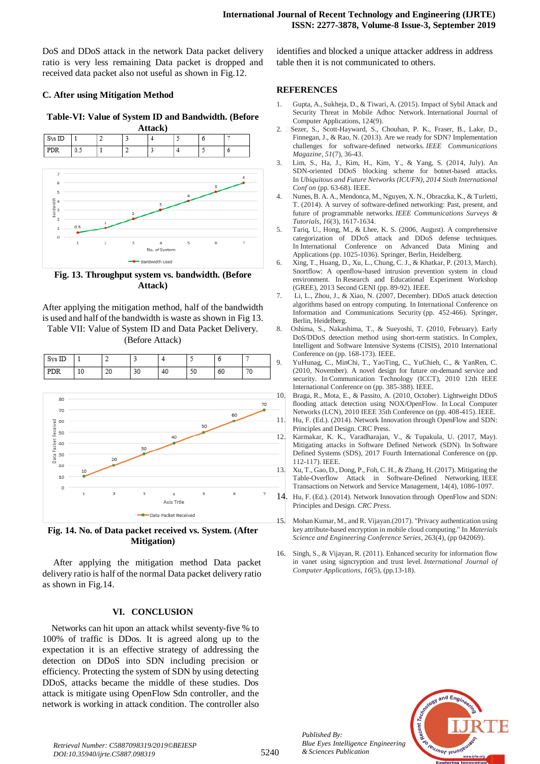DoS and DDoS attack in the network Data packet delivery ratio is very less remaining Data packet is dropped and received data packet also not useful as shown in Fig.12.

### C. After using Mitigation Method

**Table-VI: Value of System ID and Bandwidth. (Before Attack)**

| Sys ID | 1 | 2 | 3 | 4 | 5 | 6 | 7 |
|---|---|---|---|---|---|---|---|
| PDR | 0.5 | 1 | 2 | 3 | 4 | 5 | 6 |

**Fig. 13. Throughput system vs. bandwidth. (Before Attack)**

After applying the mitigation method, half of the bandwidth is used and half of the bandwidth is waste as shown in Fig 13.

Table VII: Value of System ID and Data Packet Delivery. (Before Attack)

| Sys ID | 1 | 2 | 3 | 4 | 5 | 6 | 7 |
|---|---|---|---|---|---|---|---|
| PDR | 10 | 20 | 30 | 40 | 50 | 60 | 70 |

**Fig. 14. No. of Data packet received vs. System. (After Mitigation)**

After applying the mitigation method Data packet delivery ratio is half of the normal Data packet delivery ratio as shown in Fig.14.

## VI. CONCLUSION

Networks can hit upon an attack whilst seventy-five % to 100% of traffic is DDos. It is agreed along up to the expectation it is an effective strategy of addressing the detection on DDoS into SDN including precision or efficiency. Protecting the system of SDN by using detecting DDoS, attacks became the middle of these studies. Dos attack is mitigate using OpenFlow Sdn controller, and the network is working in attack condition. The controller also identifies and blocked a unique attacker address in address table then it is not communicated to others.

## REFERENCES

1. Gupta, A., Sukheja, D., & Tiwari, A. (2015). Impact of Sybil Attack and Security Threat in Mobile Adhoc Network. International Journal of Computer Applications, 124(9).
2. Sezer, S., Scott-Hayward, S., Chouhan, P. K., Fraser, B., Lake, D., Finnegan, J., & Rao, N. (2013). Are we ready for SDN? Implementation challenges for software-defined networks. *IEEE Communications Magazine*, *51*(7), 36-43.
3. Lim, S., Ha, J., Kim, H., Kim, Y., & Yang, S. (2014, July). An SDN-oriented DDoS blocking scheme for botnet-based attacks. In *Ubiquitous and Future Networks (ICUFN), 2014 Sixth International Conf on* (pp. 63-68). IEEE.
4. Nunes, B. A. A., Mendonca, M., Nguyen, X. N., Obraczka, K., & Turletti, T. (2014). A survey of software-defined networking: Past, present, and future of programmable networks. *IEEE Communications Surveys & Tutorials*, *16*(3), 1617-1634.
5. Tariq, U., Hong, M., & Lhee, K. S. (2006, August). A comprehensive categorization of DDoS attack and DDoS defense techniques. In International Conference on Advanced Data Mining and Applications (pp. 1025-1036). Springer, Berlin, Heidelberg.
6. Xing, T., Huang, D., Xu, L., Chung, C. J., & Khatkar, P. (2013, March). Snortflow: A openflow-based intrusion prevention system in cloud environment. In Research and Educational Experiment Workshop (GREE), 2013 Second GENI (pp. 89-92). IEEE.
7. Li, L., Zhou, J., & Xiao, N. (2007, December). DDoS attack detection algorithms based on entropy computing. In International Conference on Information and Communications Security (pp. 452-466). Springer, Berlin, Heidelberg.
8. Oshima, S., Nakashima, T., & Sueyoshi, T. (2010, February). Early DoS/DDoS detection method using short-term statistics. In Complex, Intelligent and Software Intensive Systems (CISIS), 2010 International Conference on (pp. 168-173). IEEE.
9. YuHunag, C., MinChi, T., YaoTing, C., YuChieh, C., & YanRen, C. (2010, November). A novel design for future on-demand service and security. In Communication Technology (ICCT), 2010 12th IEEE International Conference on (pp. 385-388). IEEE.
10. Braga, R., Mota, E., & Passito, A. (2010, October). Lightweight DDoS flooding attack detection using NOX/OpenFlow. In Local Computer Networks (LCN), 2010 IEEE 35th Conference on (pp. 408-415). IEEE.
11. Hu, F. (Ed.). (2014). Network Innovation through OpenFlow and SDN: Principles and Design. CRC Press.
12. Karmakar, K. K., Varadharajan, V., & Tupakula, U. (2017, May). Mitigating attacks in Software Defined Network (SDN). In Software Defined Systems (SDS), 2017 Fourth International Conference on (pp. 112-117). IEEE.
13. Xu, T., Gao, D., Dong, P., Foh, C. H., & Zhang, H. (2017). Mitigating the Table-Overflow Attack in Software-Defined Networking. IEEE Transactions on Network and Service Management, 14(4), 1086-1097.
14. Hu, F. (Ed.). (2014). Network Innovation through OpenFlow and SDN: Principles and Design. *CRC Press*.
15. Mohan Kumar, M., and R. Vijayan.(2017). "Privacy authentication using key attribute-based encryption in mobile cloud computing." In *Materials Science and Engineering Conference Series*, 263(4), (pp. 042069).
16. Singh, S., & Vijayan, R. (2011). Enhanced security for information flow in vanet using signcryption and trust level. *International Journal of Computer Applications*, *16*(5), (pp.13-18).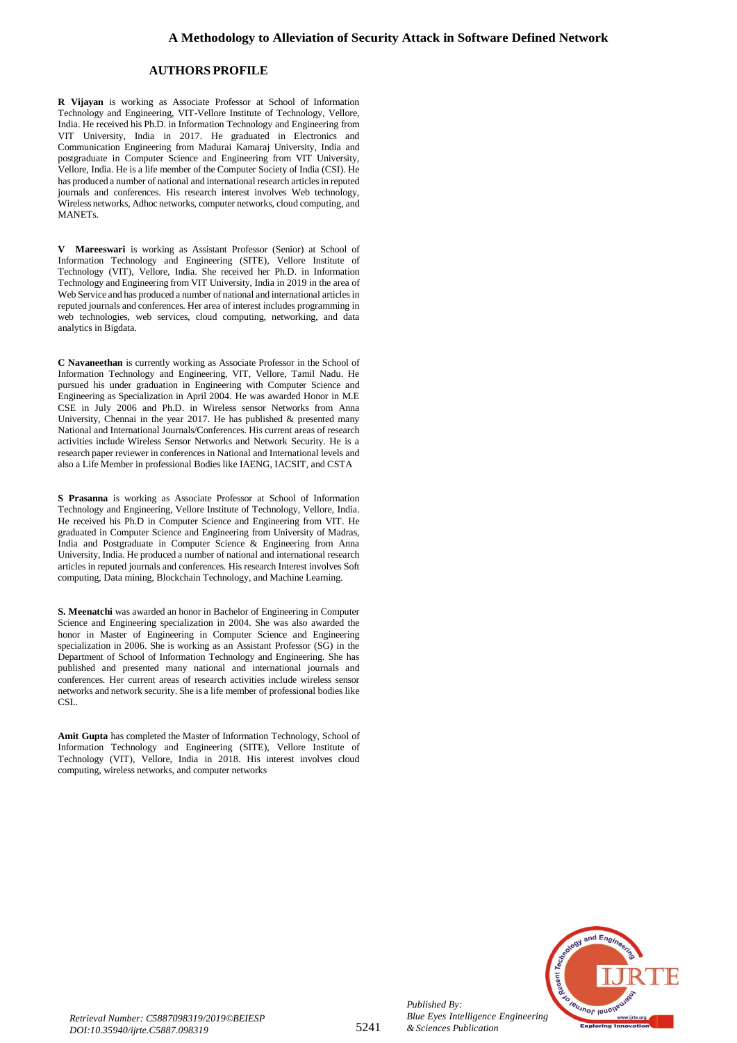## AUTHORS PROFILE

**R Vijayan** is working as Associate Professor at School of Information Technology and Engineering, VIT-Vellore Institute of Technology, Vellore, India. He received his Ph.D. in Information Technology and Engineering from VIT University, India in 2017. He graduated in Electronics and Communication Engineering from Madurai Kamaraj University, India and postgraduate in Computer Science and Engineering from VIT University, Vellore, India. He is a life member of the Computer Society of India (CSI). He has produced a number of national and international research articles in reputed journals and conferences. His research interest involves Web technology, Wireless networks, Adhoc networks, computer networks, cloud computing, and MANETs.

**V Mareeswari** is working as Assistant Professor (Senior) at School of Information Technology and Engineering (SITE), Vellore Institute of Technology (VIT), Vellore, India. She received her Ph.D. in Information Technology and Engineering from VIT University, India in 2019 in the area of Web Service and has produced a number of national and international articles in reputed journals and conferences. Her area of interest includes programming in web technologies, web services, cloud computing, networking, and data analytics in Bigdata.

**C Navaneethan** is currently working as Associate Professor in the School of Information Technology and Engineering, VIT, Vellore, Tamil Nadu. He pursued his under graduation in Engineering with Computer Science and Engineering as Specialization in April 2004. He was awarded Honor in M.E CSE in July 2006 and Ph.D. in Wireless sensor Networks from Anna University, Chennai in the year 2017. He has published & presented many National and International Journals/Conferences. His current areas of research activities include Wireless Sensor Networks and Network Security. He is a research paper reviewer in conferences in National and International levels and also a Life Member in professional Bodies like IAENG, IACSIT, and CSTA

**S Prasanna** is working as Associate Professor at School of Information Technology and Engineering, Vellore Institute of Technology, Vellore, India. He received his Ph.D in Computer Science and Engineering from VIT. He graduated in Computer Science and Engineering from University of Madras, India and Postgraduate in Computer Science & Engineering from Anna University, India. He produced a number of national and international research articles in reputed journals and conferences. His research Interest involves Soft computing, Data mining, Blockchain Technology, and Machine Learning.

**S. Meenatchi** was awarded an honor in Bachelor of Engineering in Computer Science and Engineering specialization in 2004. She was also awarded the honor in Master of Engineering in Computer Science and Engineering specialization in 2006. She is working as an Assistant Professor (SG) in the Department of School of Information Technology and Engineering. She has published and presented many national and international journals and conferences. Her current areas of research activities include wireless sensor networks and network security. She is a life member of professional bodies like CSI..

**Amit Gupta** has completed the Master of Information Technology, School of Information Technology and Engineering (SITE), Vellore Institute of Technology (VIT), Vellore, India in 2018. His interest involves cloud computing, wireless networks, and computer networks